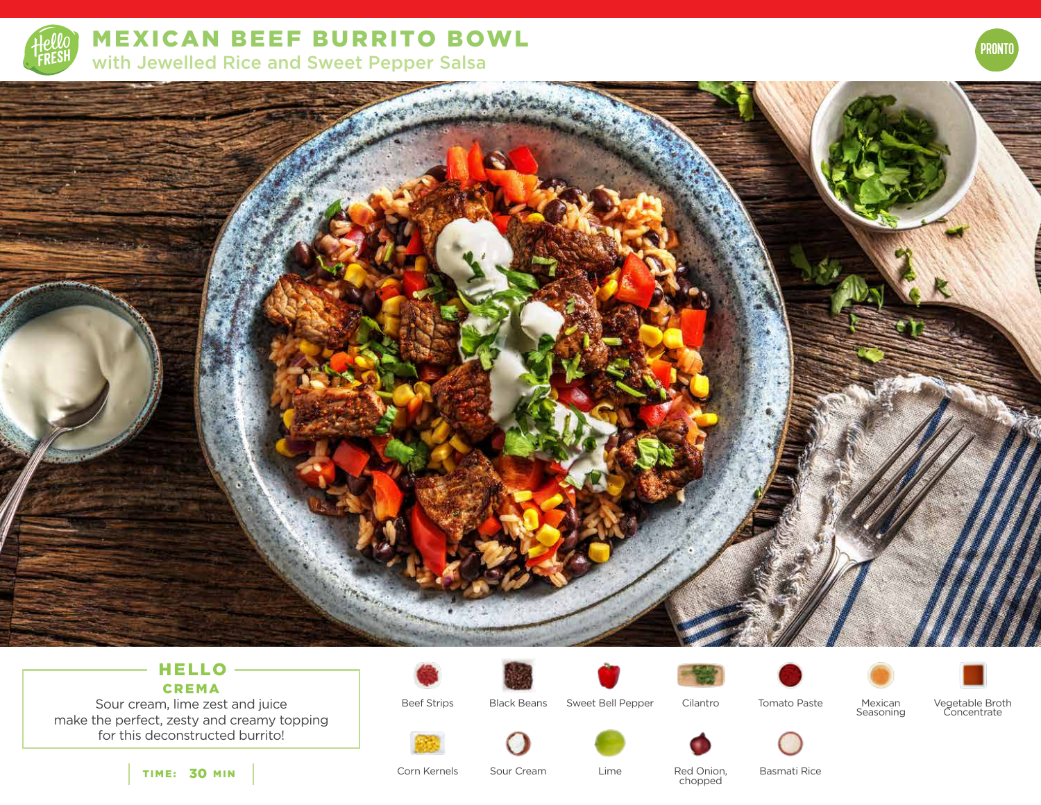# MEXICAN BEEF BURRITO BOWL

## with Jewelled Rice and Sweet Pepper Salsa

PRONTO

### HELLO CREMA

Sour cream, lime zest and juice make the perfect, zesty and creamy topping for this deconstructed burrito!

**TIME: 30 MIN**

- Beef Strips
- Black Beans
- Sweet Bell Pepper
- Cilantro
- Tomato Paste
- Mexican Seasoning
- Vegetable Broth Concentrate
- Corn Kernels
- Sour Cream
- Lime
- Red Onion, chopped
- Basmati Rice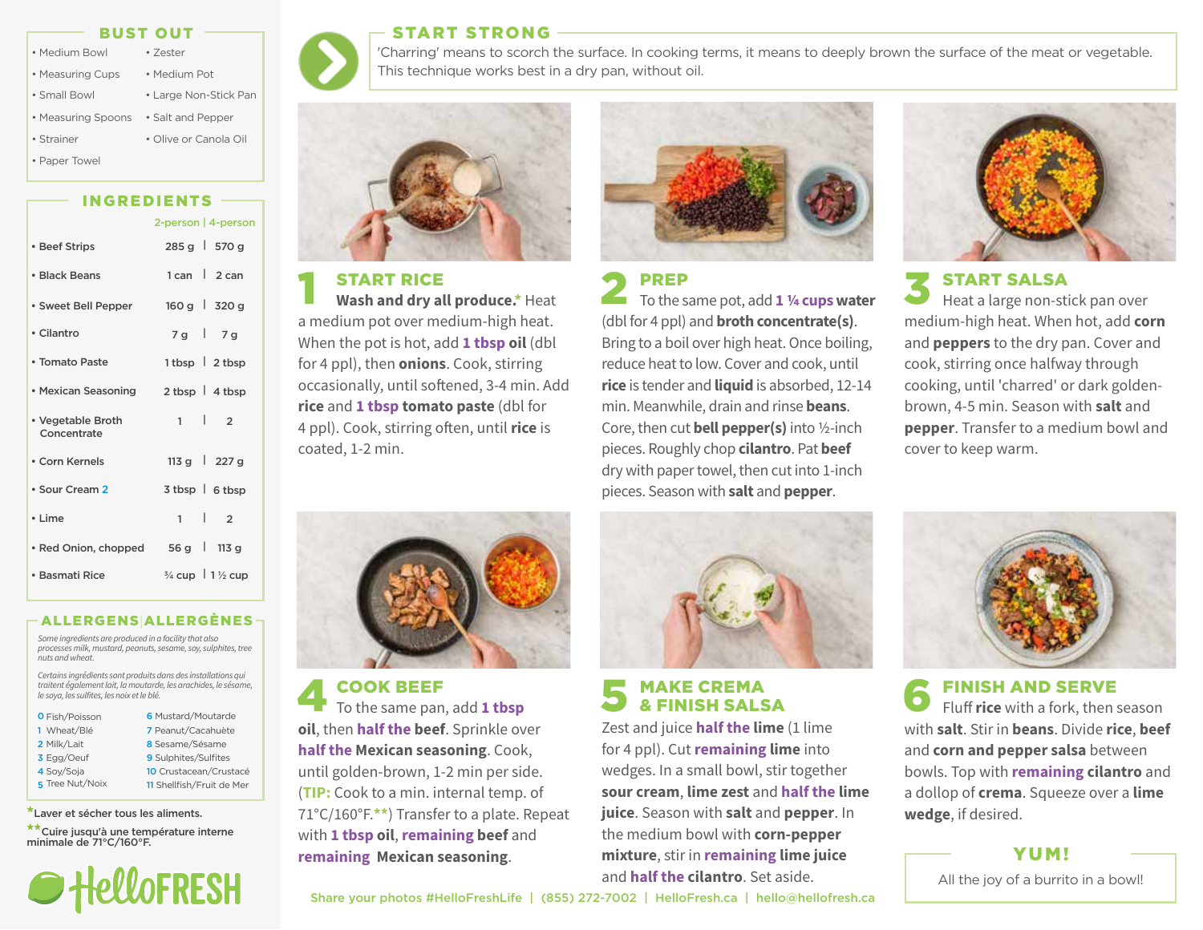## BUST OUT

- Medium Bowl
- Measuring Cups
- Small Bowl
- Measuring Spoons
- Strainer
- Paper Towel
- Zester
- Medium Pot
- Large Non-Stick Pan
- Salt and Pepper
- Olive or Canola Oil

## INGREDIENTS

| | 2-person | 4-person |
|---|---|---|
| Beef Strips | 285 g | 570 g |
| Black Beans | 1 can | 2 can |
| Sweet Bell Pepper | 160 g | 320 g |
| Cilantro | 7 g | 7 g |
| Tomato Paste | 1 tbsp | 2 tbsp |
| Mexican Seasoning | 2 tbsp | 4 tbsp |
| Vegetable Broth Concentrate | 1 | 2 |
| Corn Kernels | 113 g | 227 g |
| Sour Cream 2 | 3 tbsp | 6 tbsp |
| Lime | 1 | 2 |
| Red Onion, chopped | 56 g | 113 g |
| Basmati Rice | ¾ cup | 1 ½ cup |

## ALLERGENS|ALLERGÈNES

*Some ingredients are produced in a facility that also processes milk, mustard, peanuts, sesame, soy, sulphites, tree nuts and wheat.*

*Certains ingrédients sont produits dans des installations qui traitent également lait, la moutarde, les arachides, le sésame, le soya, les sulfites, les noix et le blé.*

0 Fish/Poisson
1 Wheat/Blé
2 Milk/Lait
3 Egg/Oeuf
4 Soy/Soja
5 Tree Nut/Noix
6 Mustard/Moutarde
7 Peanut/Cacahuète
8 Sesame/Sésame
9 Sulphites/Sulfites
10 Crustacean/Crustacé
11 Shellfish/Fruit de Mer

*Laver et sécher tous les aliments.

**Cuire jusqu'à une température interne minimale de 71°C/160°F.

HelloFRESH

## START STRONG

'Charring' means to scorch the surface. In cooking terms, it means to deeply brown the surface of the meat or vegetable. This technique works best in a dry pan, without oil.

## 1 START RICE

**Wash and dry all produce.*** Heat a medium pot over medium-high heat. When the pot is hot, add **1 tbsp oil** (dbl for 4 ppl), then **onions**. Cook, stirring occasionally, until softened, 3-4 min. Add **rice** and **1 tbsp tomato paste** (dbl for 4 ppl). Cook, stirring often, until **rice** is coated, 1-2 min.

## 2 PREP

To the same pot, add **1 ¼ cups water** (dbl for 4 ppl) and **broth concentrate(s)**. Bring to a boil over high heat. Once boiling, reduce heat to low. Cover and cook, until **rice** is tender and **liquid** is absorbed, 12-14 min. Meanwhile, drain and rinse **beans**. Core, then cut **bell pepper(s)** into ½-inch pieces. Roughly chop **cilantro**. Pat **beef** dry with paper towel, then cut into 1-inch pieces. Season with **salt** and **pepper**.

## 3 START SALSA

Heat a large non-stick pan over medium-high heat. When hot, add **corn** and **peppers** to the dry pan. Cover and cook, stirring once halfway through cooking, until 'charred' or dark golden-brown, 4-5 min. Season with **salt** and **pepper**. Transfer to a medium bowl and cover to keep warm.

## 4 COOK BEEF

To the same pan, add **1 tbsp oil**, then **half the beef**. Sprinkle over **half the Mexican seasoning**. Cook, until golden-brown, 1-2 min per side. (**TIP:** Cook to a min. internal temp. of 71°C/160°F.**) Transfer to a plate. Repeat with **1 tbsp oil**, **remaining beef** and **remaining Mexican seasoning**.

## 5 MAKE CREMA & FINISH SALSA

Zest and juice **half the lime** (1 lime for 4 ppl). Cut **remaining lime** into wedges. In a small bowl, stir together **sour cream**, **lime zest** and **half the lime juice**. Season with **salt** and **pepper**. In the medium bowl with **corn-pepper mixture**, stir in **remaining lime juice** and **half the cilantro**. Set aside.

## 6 FINISH AND SERVE

Fluff **rice** with a fork, then season with **salt**. Stir in **beans**. Divide **rice**, **beef** and **corn and pepper salsa** between bowls. Top with **remaining cilantro** and a dollop of **crema**. Squeeze over a **lime wedge**, if desired.

## YUM!

All the joy of a burrito in a bowl!

Share your photos #HelloFreshLife | (855) 272-7002 | HelloFresh.ca | hello@hellofresh.ca